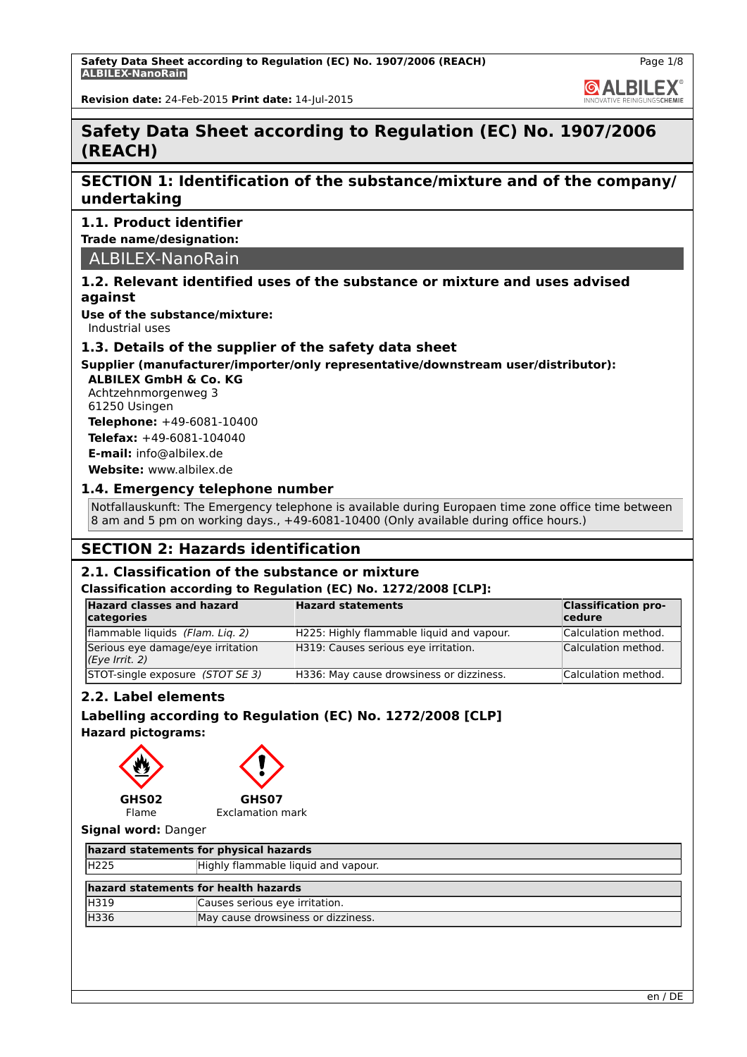# Safety Data Sheet according to Regulation (EC) No. 1907/2006 (REACH)

## SECTION 1: Identification of the substance/mixture and of the company/undertaking

### 1.1. Product identifier

**Trade name/designation:**

ALBILEX-NanoRain

### 1.2. Relevant identified uses of the substance or mixture and uses advised against

**Use of the substance/mixture:**

Industrial uses

### 1.3. Details of the supplier of the safety data sheet

**Supplier (manufacturer/importer/only representative/downstream user/distributor):**

**ALBILEX GmbH & Co. KG**
Achtzehnmorgenweg 3
61250 Usingen

**Telephone:** +49-6081-10400

**Telefax:** +49-6081-104040

**E-mail:** info@albilex.de

**Website:** www.albilex.de

### 1.4. Emergency telephone number

Notfallauskunft: The Emergency telephone is available during Europaen time zone office time between 8 am and 5 pm on working days., +49-6081-10400 (Only available during office hours.)

## SECTION 2: Hazards identification

### 2.1. Classification of the substance or mixture

**Classification according to Regulation (EC) No. 1272/2008 [CLP]:**

| Hazard classes and hazard categories | Hazard statements | Classification procedure |
|---|---|---|
| flammable liquids *(Flam. Liq. 2)* | H225: Highly flammable liquid and vapour. | Calculation method. |
| Serious eye damage/eye irritation *(Eye Irrit. 2)* | H319: Causes serious eye irritation. | Calculation method. |
| STOT-single exposure *(STOT SE 3)* | H336: May cause drowsiness or dizziness. | Calculation method. |

### 2.2. Label elements

### Labelling according to Regulation (EC) No. 1272/2008 [CLP]

**Hazard pictograms:**

**GHS02**
Flame

**GHS07**
Exclamation mark

**Signal word:** Danger

| hazard statements for physical hazards | |
|---|---|
| H225 | Highly flammable liquid and vapour. |

| hazard statements for health hazards | |
|---|---|
| H319 | Causes serious eye irritation. |
| H336 | May cause drowsiness or dizziness. |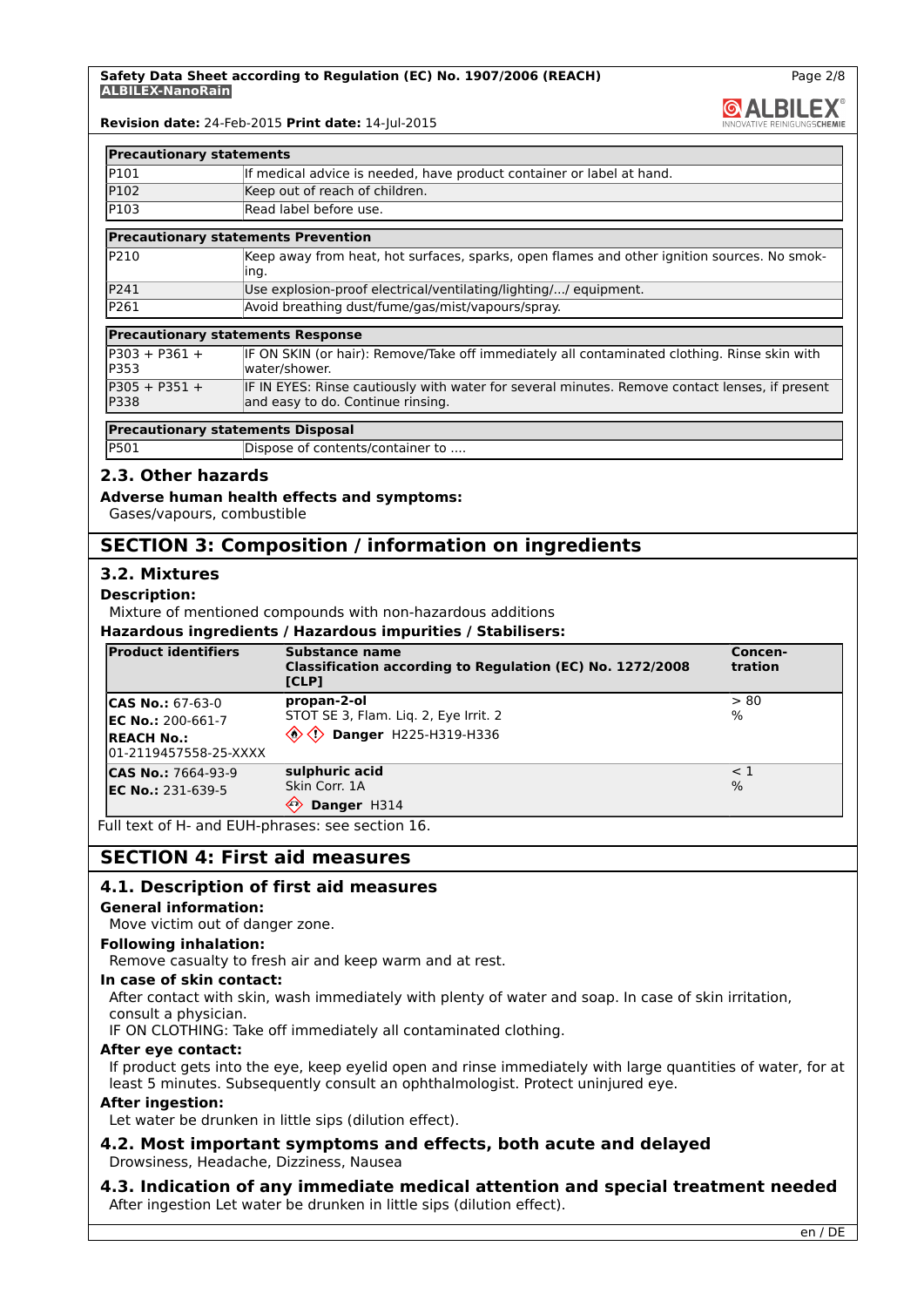| Precautionary statements | |
|---|---|
| P101 | If medical advice is needed, have product container or label at hand. |
| P102 | Keep out of reach of children. |
| P103 | Read label before use. |

| Precautionary statements Prevention | |
|---|---|
| P210 | Keep away from heat, hot surfaces, sparks, open flames and other ignition sources. No smoking. |
| P241 | Use explosion-proof electrical/ventilating/lighting/.../ equipment. |
| P261 | Avoid breathing dust/fume/gas/mist/vapours/spray. |

| Precautionary statements Response | |
|---|---|
| P303 + P361 + P353 | IF ON SKIN (or hair): Remove/Take off immediately all contaminated clothing. Rinse skin with water/shower. |
| P305 + P351 + P338 | IF IN EYES: Rinse cautiously with water for several minutes. Remove contact lenses, if present and easy to do. Continue rinsing. |

| Precautionary statements Disposal | |
|---|---|
| P501 | Dispose of contents/container to .... |

### 2.3. Other hazards

**Adverse human health effects and symptoms:**

Gases/vapours, combustible

## SECTION 3: Composition / information on ingredients

### 3.2. Mixtures

**Description:**

Mixture of mentioned compounds with non-hazardous additions

**Hazardous ingredients / Hazardous impurities / Stabilisers:**

| Product identifiers | Substance name<br>Classification according to Regulation (EC) No. 1272/2008 [CLP] | Concentration |
|---|---|---|
| **CAS No.:** 67-63-0<br>**EC No.:** 200-661-7<br>**REACH No.:** 01-2119457558-25-XXXX | **propan-2-ol**<br>STOT SE 3, Flam. Liq. 2, Eye Irrit. 2<br>**Danger** H225-H319-H336 | > 80 % |
| **CAS No.:** 7664-93-9<br>**EC No.:** 231-639-5 | **sulphuric acid**<br>Skin Corr. 1A<br>**Danger** H314 | < 1 % |

Full text of H- and EUH-phrases: see section 16.

## SECTION 4: First aid measures

### 4.1. Description of first aid measures

**General information:**

Move victim out of danger zone.

**Following inhalation:**

Remove casualty to fresh air and keep warm and at rest.

**In case of skin contact:**

After contact with skin, wash immediately with plenty of water and soap. In case of skin irritation, consult a physician.

IF ON CLOTHING: Take off immediately all contaminated clothing.

**After eye contact:**

If product gets into the eye, keep eyelid open and rinse immediately with large quantities of water, for at least 5 minutes. Subsequently consult an ophthalmologist. Protect uninjured eye.

**After ingestion:**

Let water be drunken in little sips (dilution effect).

### 4.2. Most important symptoms and effects, both acute and delayed

Drowsiness, Headache, Dizziness, Nausea

### 4.3. Indication of any immediate medical attention and special treatment needed

After ingestion Let water be drunken in little sips (dilution effect).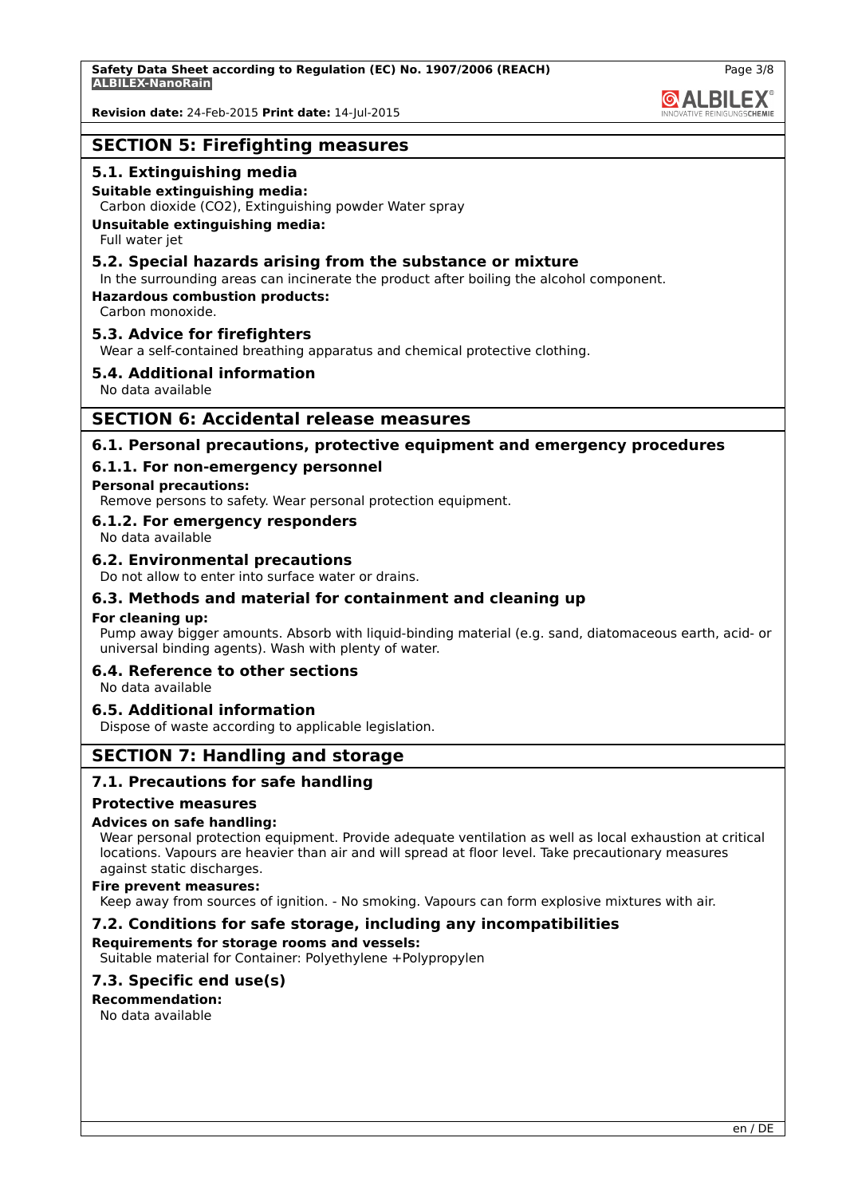## SECTION 5: Firefighting measures

### 5.1. Extinguishing media

**Suitable extinguishing media:**

Carbon dioxide ($CO_2$), Extinguishing powder Water spray

**Unsuitable extinguishing media:**

Full water jet

### 5.2. Special hazards arising from the substance or mixture

In the surrounding areas can incinerate the product after boiling the alcohol component.

**Hazardous combustion products:**

Carbon monoxide.

### 5.3. Advice for firefighters

Wear a self-contained breathing apparatus and chemical protective clothing.

### 5.4. Additional information

No data available

## SECTION 6: Accidental release measures

### 6.1. Personal precautions, protective equipment and emergency procedures

#### 6.1.1. For non-emergency personnel

**Personal precautions:**

Remove persons to safety. Wear personal protection equipment.

#### 6.1.2. For emergency responders

No data available

### 6.2. Environmental precautions

Do not allow to enter into surface water or drains.

### 6.3. Methods and material for containment and cleaning up

**For cleaning up:**

Pump away bigger amounts. Absorb with liquid-binding material (e.g. sand, diatomaceous earth, acid- or universal binding agents). Wash with plenty of water.

### 6.4. Reference to other sections

No data available

### 6.5. Additional information

Dispose of waste according to applicable legislation.

## SECTION 7: Handling and storage

### 7.1. Precautions for safe handling

#### Protective measures

**Advices on safe handling:**

Wear personal protection equipment. Provide adequate ventilation as well as local exhaustion at critical locations. Vapours are heavier than air and will spread at floor level. Take precautionary measures against static discharges.

**Fire prevent measures:**

Keep away from sources of ignition. - No smoking. Vapours can form explosive mixtures with air.

### 7.2. Conditions for safe storage, including any incompatibilities

**Requirements for storage rooms and vessels:**

Suitable material for Container: Polyethylene +Polypropylen

### 7.3. Specific end use(s)

**Recommendation:**

No data available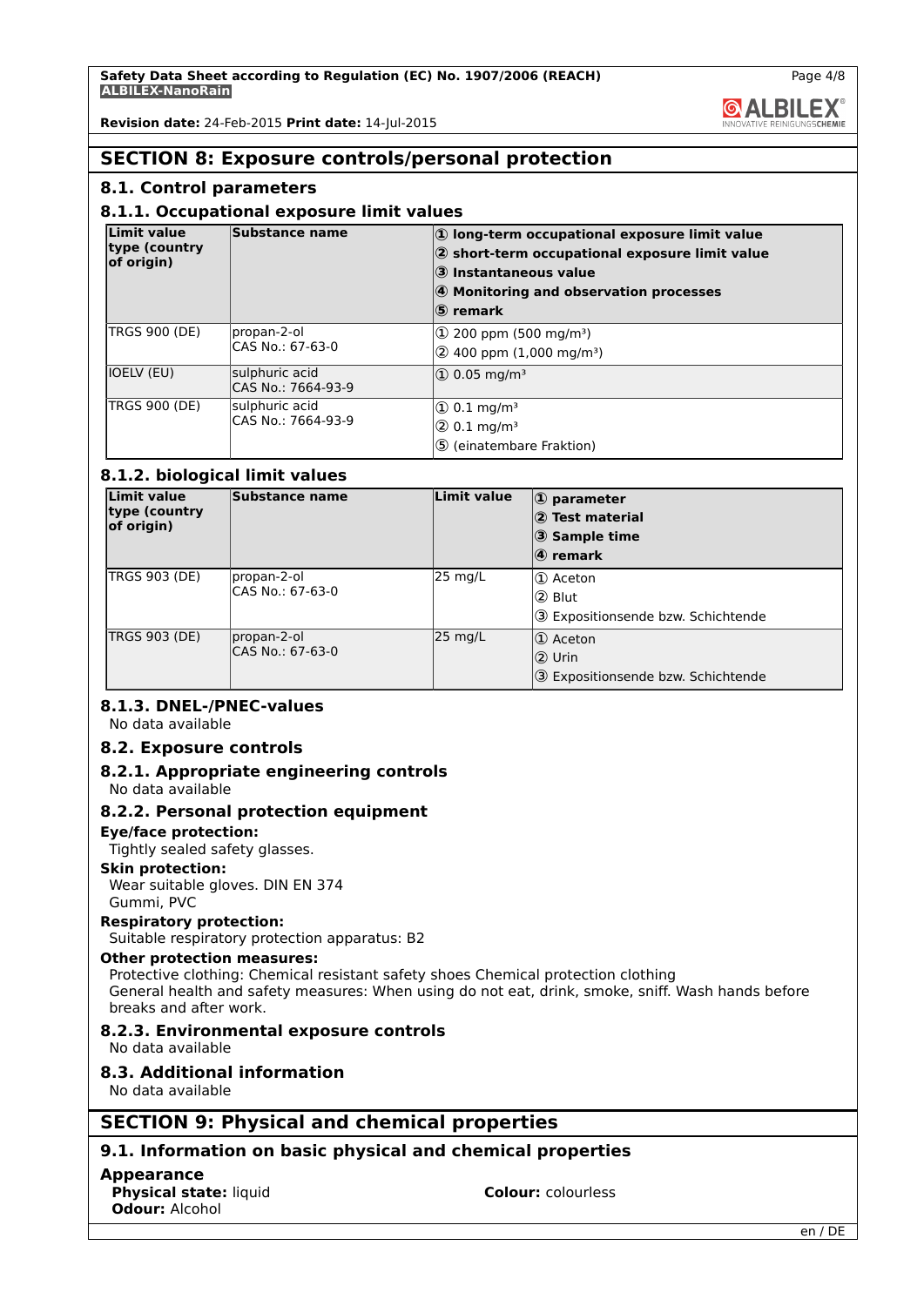## SECTION 8: Exposure controls/personal protection

### 8.1. Control parameters

#### 8.1.1. Occupational exposure limit values

| Limit value type (country of origin) | Substance name | ① long-term occupational exposure limit value<br>② short-term occupational exposure limit value<br>③ Instantaneous value<br>④ Monitoring and observation processes<br>⑤ remark |
|---|---|---|
| TRGS 900 (DE) | propan-2-ol<br>CAS No.: 67-63-0 | ① 200 ppm (500 mg/m³)<br>② 400 ppm (1,000 mg/m³) |
| IOELV (EU) | sulphuric acid<br>CAS No.: 7664-93-9 | ① 0.05 mg/m³ |
| TRGS 900 (DE) | sulphuric acid<br>CAS No.: 7664-93-9 | ① 0.1 mg/m³<br>② 0.1 mg/m³<br>⑤ (einatembare Fraktion) |

#### 8.1.2. biological limit values

| Limit value type (country of origin) | Substance name | Limit value | ① parameter<br>② Test material<br>③ Sample time<br>④ remark |
|---|---|---|---|
| TRGS 903 (DE) | propan-2-ol<br>CAS No.: 67-63-0 | 25 mg/L | ① Aceton<br>② Blut<br>③ Expositionsende bzw. Schichtende |
| TRGS 903 (DE) | propan-2-ol<br>CAS No.: 67-63-0 | 25 mg/L | ① Aceton<br>② Urin<br>③ Expositionsende bzw. Schichtende |

#### 8.1.3. DNEL-/PNEC-values

No data available

### 8.2. Exposure controls

#### 8.2.1. Appropriate engineering controls

No data available

#### 8.2.2. Personal protection equipment

**Eye/face protection:**

Tightly sealed safety glasses.

**Skin protection:**

Wear suitable gloves. DIN EN 374
Gummi, PVC

**Respiratory protection:**

Suitable respiratory protection apparatus: B2

**Other protection measures:**

Protective clothing: Chemical resistant safety shoes Chemical protection clothing
General health and safety measures: When using do not eat, drink, smoke, sniff. Wash hands before breaks and after work.

#### 8.2.3. Environmental exposure controls

No data available

### 8.3. Additional information

No data available

## SECTION 9: Physical and chemical properties

### 9.1. Information on basic physical and chemical properties

**Appearance**

**Physical state:** liquid
**Colour:** colourless
**Odour:** Alcohol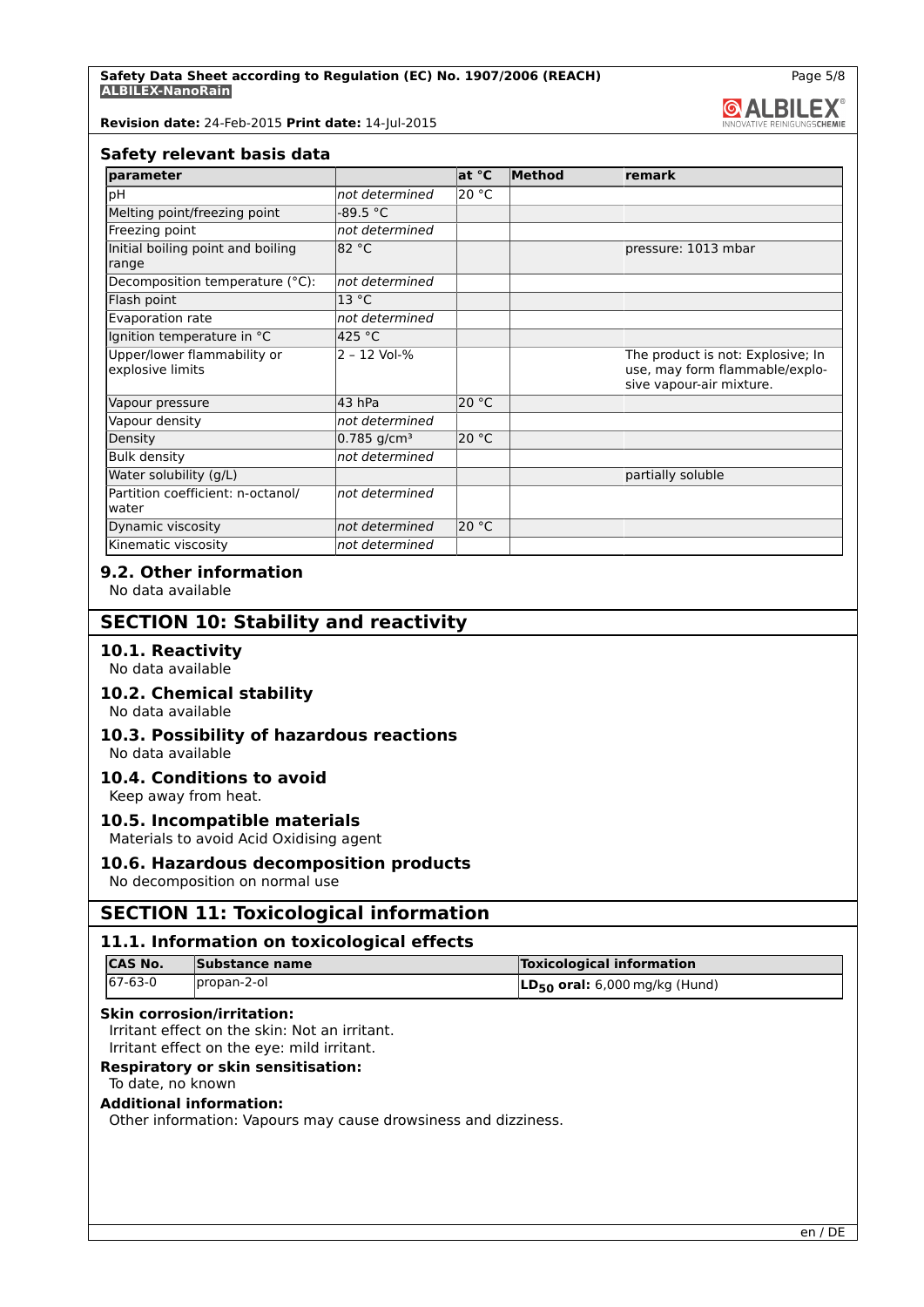### Safety relevant basis data

| parameter | | at °C | Method | remark |
|---|---|---|---|---|
| pH | *not determined* | 20 °C | | |
| Melting point/freezing point | -89.5 °C | | | |
| Freezing point | *not determined* | | | |
| Initial boiling point and boiling range | 82 °C | | | pressure: 1013 mbar |
| Decomposition temperature (°C): | *not determined* | | | |
| Flash point | 13 °C | | | |
| Evaporation rate | *not determined* | | | |
| Ignition temperature in °C | 425 °C | | | |
| Upper/lower flammability or explosive limits | 2 – 12 Vol-% | | | The product is not: Explosive; In use, may form flammable/explosive vapour-air mixture. |
| Vapour pressure | 43 hPa | 20 °C | | |
| Vapour density | *not determined* | | | |
| Density | 0.785 g/cm³ | 20 °C | | |
| Bulk density | *not determined* | | | |
| Water solubility (g/L) | | | | partially soluble |
| Partition coefficient: n-octanol/water | *not determined* | | | |
| Dynamic viscosity | *not determined* | 20 °C | | |
| Kinematic viscosity | *not determined* | | | |

## 9.2. Other information

No data available

# SECTION 10: Stability and reactivity

## 10.1. Reactivity

No data available

## 10.2. Chemical stability

No data available

## 10.3. Possibility of hazardous reactions

No data available

## 10.4. Conditions to avoid

Keep away from heat.

## 10.5. Incompatible materials

Materials to avoid Acid Oxidising agent

## 10.6. Hazardous decomposition products

No decomposition on normal use

# SECTION 11: Toxicological information

## 11.1. Information on toxicological effects

| CAS No. | Substance name | Toxicological information |
|---|---|---|
| 67-63-0 | propan-2-ol | **$LD_{50}$ oral:** 6,000 mg/kg (Hund) |

**Skin corrosion/irritation:**

Irritant effect on the skin: Not an irritant.
Irritant effect on the eye: mild irritant.

**Respiratory or skin sensitisation:**

To date, no known

**Additional information:**

Other information: Vapours may cause drowsiness and dizziness.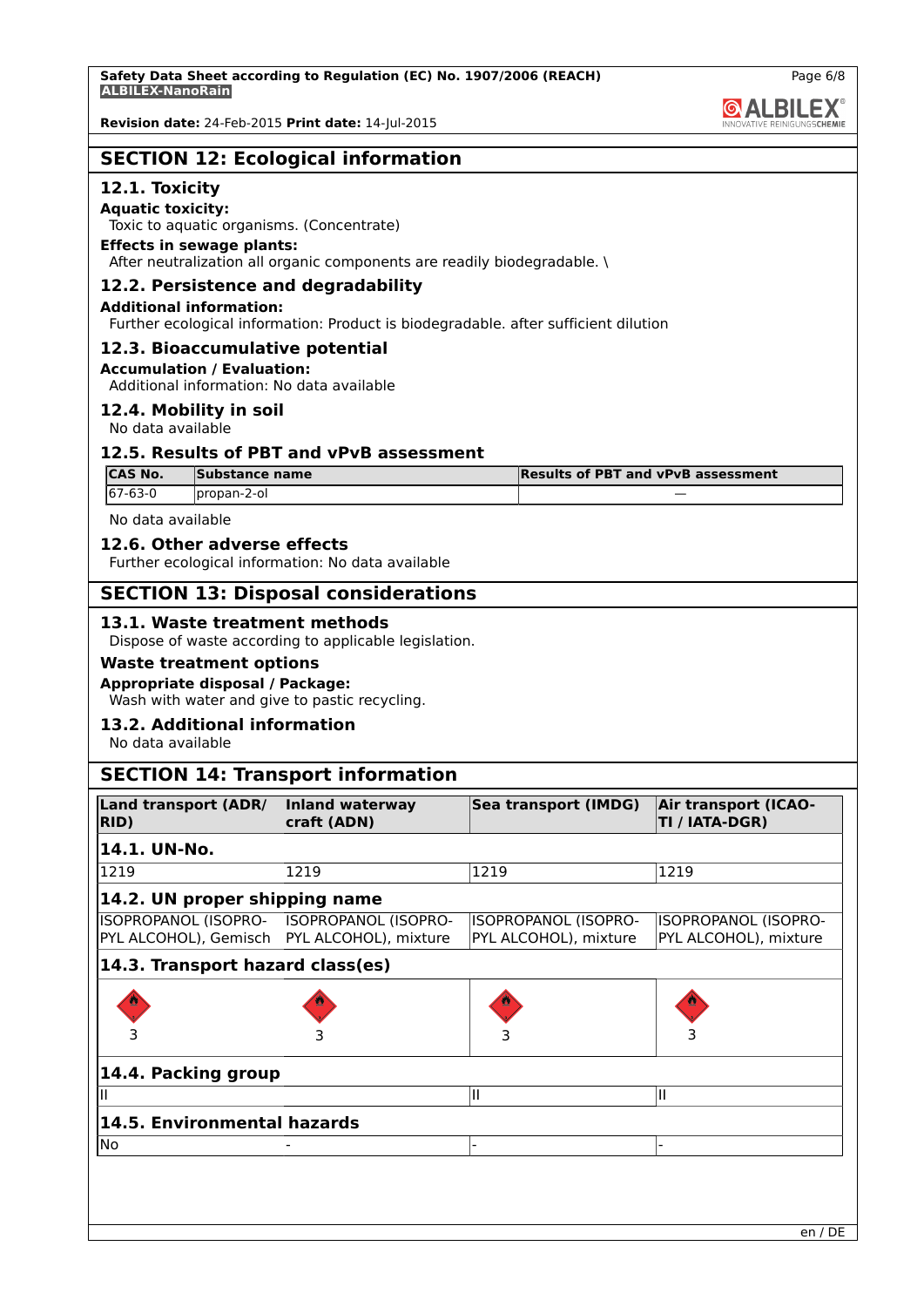## SECTION 12: Ecological information

### 12.1. Toxicity

**Aquatic toxicity:**
Toxic to aquatic organisms. (Concentrate)

**Effects in sewage plants:**
After neutralization all organic components are readily biodegradable. \

### 12.2. Persistence and degradability

**Additional information:**
Further ecological information: Product is biodegradable. after sufficient dilution

### 12.3. Bioaccumulative potential

**Accumulation / Evaluation:**
Additional information: No data available

### 12.4. Mobility in soil

No data available

### 12.5. Results of PBT and vPvB assessment

| CAS No. | Substance name | Results of PBT and vPvB assessment |
|---|---|---|
| 67-63-0 | propan-2-ol | — |

No data available

### 12.6. Other adverse effects

Further ecological information: No data available

## SECTION 13: Disposal considerations

### 13.1. Waste treatment methods

Dispose of waste according to applicable legislation.

**Waste treatment options**

**Appropriate disposal / Package:**
Wash with water and give to pastic recycling.

### 13.2. Additional information

No data available

## SECTION 14: Transport information

| Land transport (ADR/ RID) | Inland waterway craft (ADN) | Sea transport (IMDG) | Air transport (ICAO-TI / IATA-DGR) |
|---|---|---|---|
| **14.1. UN-No.** | | | |
| 1219 | 1219 | 1219 | 1219 |
| **14.2. UN proper shipping name** | | | |
| ISOPROPANOL (ISOPROPYL ALCOHOL), Gemisch | ISOPROPANOL (ISOPROPYL ALCOHOL), mixture | ISOPROPANOL (ISOPROPYL ALCOHOL), mixture | ISOPROPANOL (ISOPROPYL ALCOHOL), mixture |
| **14.3. Transport hazard class(es)** | | | |
| 3 | 3 | 3 | 3 |
| **14.4. Packing group** | | | |
| II | | II | II |
| **14.5. Environmental hazards** | | | |
| No | - | - | - |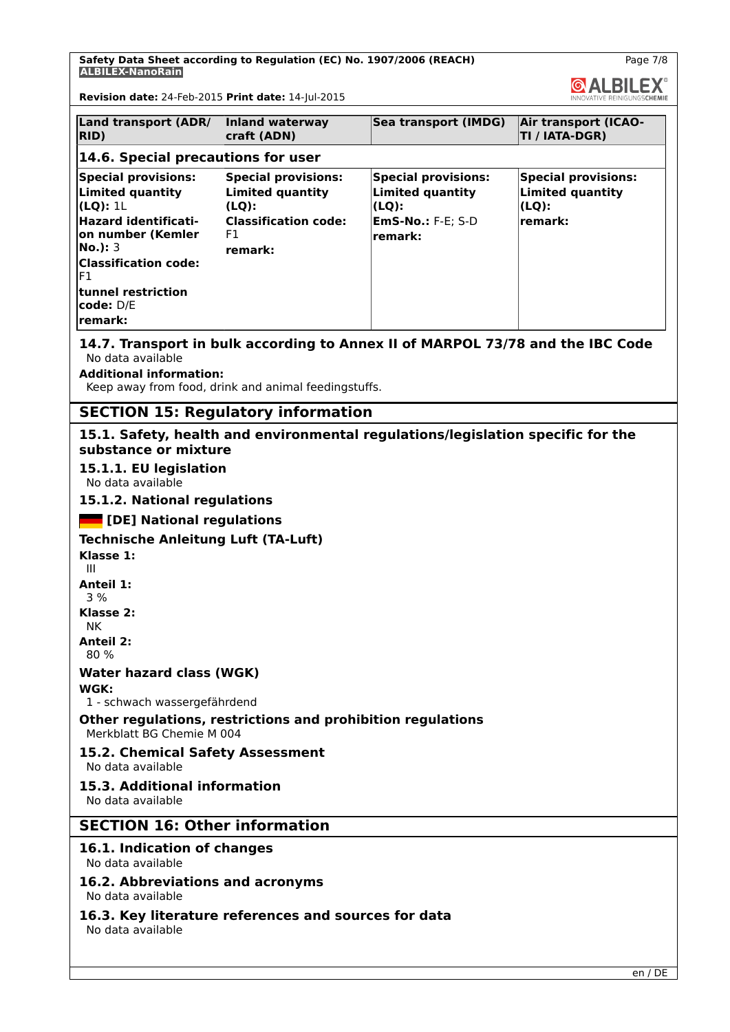| Land transport (ADR/ RID) | Inland waterway craft (ADN) | Sea transport (IMDG) | Air transport (ICAO-TI / IATA-DGR) |
|---|---|---|---|
| **14.6. Special precautions for user** | | | |
| **Special provisions:** **Limited quantity (LQ):** 1L **Hazard identification number (Kemler No.):** 3 **Classification code:** F1 **tunnel restriction code:** D/E **remark:** | **Special provisions:** **Limited quantity (LQ):** **Classification code:** F1 **remark:** | **Special provisions:** **Limited quantity (LQ):** **EmS-No.:** F-E; S-D **remark:** | **Special provisions:** **Limited quantity (LQ):** **remark:** |

### 14.7. Transport in bulk according to Annex II of MARPOL 73/78 and the IBC Code

No data available

**Additional information:**

Keep away from food, drink and animal feedingstuffs.

## SECTION 15: Regulatory information

### 15.1. Safety, health and environmental regulations/legislation specific for the substance or mixture

#### 15.1.1. EU legislation

No data available

#### 15.1.2. National regulations

#### [DE] National regulations

**Technische Anleitung Luft (TA-Luft)**

**Klasse 1:**
III

**Anteil 1:**
3 %

**Klasse 2:**
NK

**Anteil 2:**
80 %

**Water hazard class (WGK)**

**WGK:**
1 - schwach wassergefährdend

**Other regulations, restrictions and prohibition regulations**

Merkblatt BG Chemie M 004

### 15.2. Chemical Safety Assessment

No data available

### 15.3. Additional information

No data available

## SECTION 16: Other information

### 16.1. Indication of changes

No data available

### 16.2. Abbreviations and acronyms

No data available

### 16.3. Key literature references and sources for data

No data available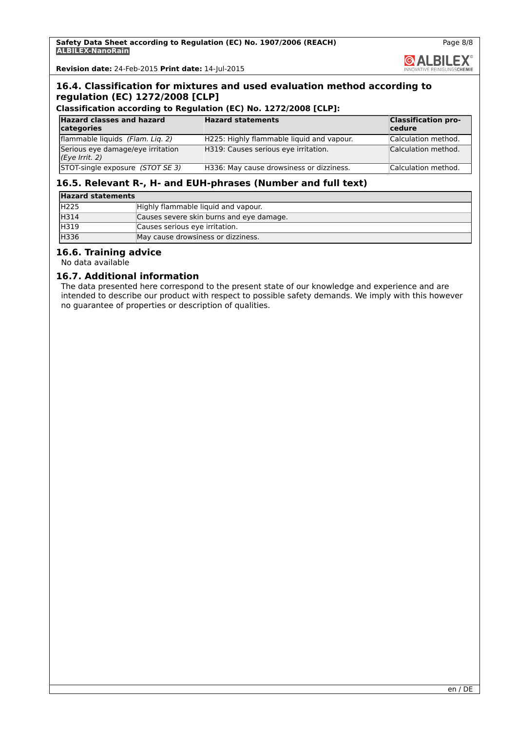## 16.4. Classification for mixtures and used evaluation method according to regulation (EC) 1272/2008 [CLP]

**Classification according to Regulation (EC) No. 1272/2008 [CLP]:**

| Hazard classes and hazard categories | Hazard statements | Classification procedure |
|---|---|---|
| flammable liquids *(Flam. Liq. 2)* | H225: Highly flammable liquid and vapour. | Calculation method. |
| Serious eye damage/eye irritation *(Eye Irrit. 2)* | H319: Causes serious eye irritation. | Calculation method. |
| STOT-single exposure *(STOT SE 3)* | H336: May cause drowsiness or dizziness. | Calculation method. |

## 16.5. Relevant R-, H- and EUH-phrases (Number and full text)

| Hazard statements | |
|---|---|
| H225 | Highly flammable liquid and vapour. |
| H314 | Causes severe skin burns and eye damage. |
| H319 | Causes serious eye irritation. |
| H336 | May cause drowsiness or dizziness. |

## 16.6. Training advice

No data available

## 16.7. Additional information

The data presented here correspond to the present state of our knowledge and experience and are intended to describe our product with respect to possible safety demands. We imply with this however no guarantee of properties or description of qualities.